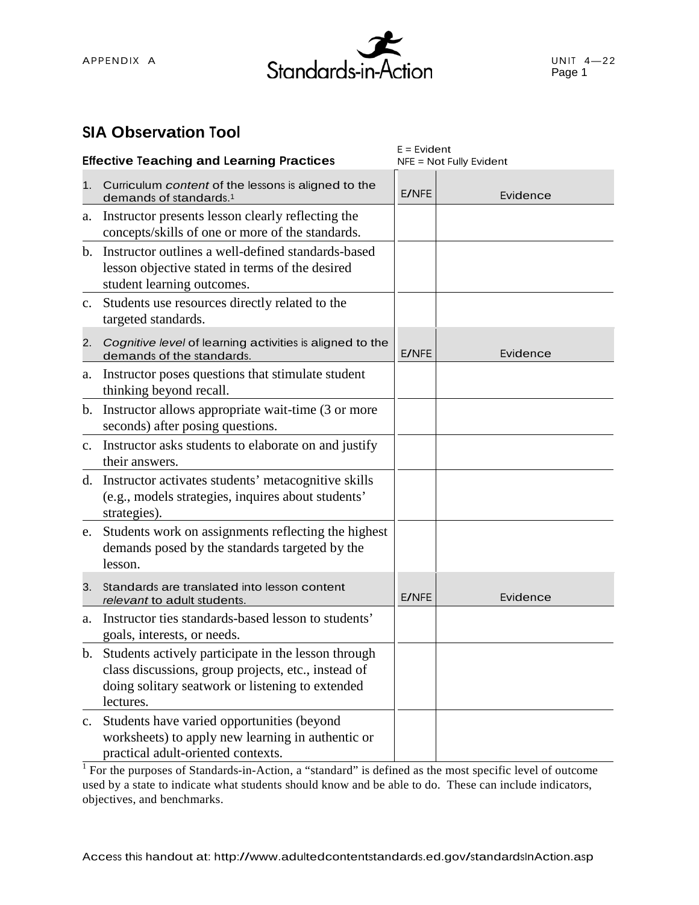## SIA Observation Tool

E = Evident
NFE = Not Fully Evident

### Effective Teaching and Learning Practices

| 1. Curriculum *content* of the lessons is aligned to the demands of standards.[1] | E/NFE | Evidence |
|---|---|---|
| a. Instructor presents lesson clearly reflecting the concepts/skills of one or more of the standards. | | |
| b. Instructor outlines a well-defined standards-based lesson objective stated in terms of the desired student learning outcomes. | | |
| c. Students use resources directly related to the targeted standards. | | |

| 2. *Cognitive level* of learning activities is aligned to the demands of the standards. | E/NFE | Evidence |
|---|---|---|
| a. Instructor poses questions that stimulate student thinking beyond recall. | | |
| b. Instructor allows appropriate wait-time (3 or more seconds) after posing questions. | | |
| c. Instructor asks students to elaborate on and justify their answers. | | |
| d. Instructor activates students' metacognitive skills (e.g., models strategies, inquires about students' strategies). | | |
| e. Students work on assignments reflecting the highest demands posed by the standards targeted by the lesson. | | |

| 3. Standards are translated into lesson content *relevant* to adult students. | E/NFE | Evidence |
|---|---|---|
| a. Instructor ties standards-based lesson to students' goals, interests, or needs. | | |
| b. Students actively participate in the lesson through class discussions, group projects, etc., instead of doing solitary seatwork or listening to extended lectures. | | |
| c. Students have varied opportunities (beyond worksheets) to apply new learning in authentic or practical adult-oriented contexts. | | |

[1] For the purposes of Standards-in-Action, a "standard" is defined as the most specific level of outcome used by a state to indicate what students should know and be able to do. These can include indicators, objectives, and benchmarks.

Access this handout at: http://www.adultedcontentstandards.ed.gov/standardsInAction.asp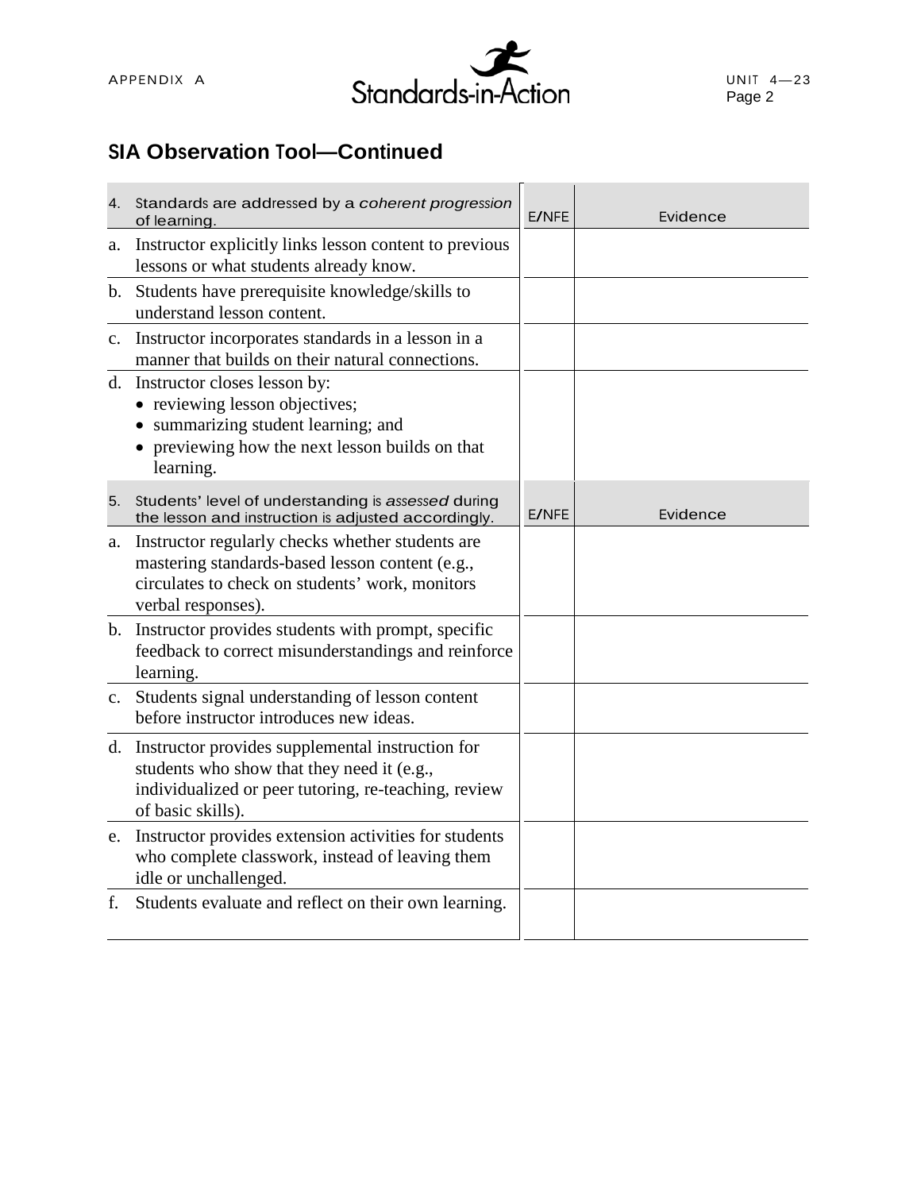## SIA Observation Tool—Continued

| 4. Standards are addressed by a *coherent progression* of learning. | E/NFE | Evidence |
| --- | --- | --- |
| a. Instructor explicitly links lesson content to previous lessons or what students already know. | | |
| b. Students have prerequisite knowledge/skills to understand lesson content. | | |
| c. Instructor incorporates standards in a lesson in a manner that builds on their natural connections. | | |
| d. Instructor closes lesson by:<br>• reviewing lesson objectives;<br>• summarizing student learning; and<br>• previewing how the next lesson builds on that learning. | | |
| **5. Students' level of understanding is *assessed* during the lesson and instruction is adjusted accordingly.** | **E/NFE** | **Evidence** |
| a. Instructor regularly checks whether students are mastering standards-based lesson content (e.g., circulates to check on students' work, monitors verbal responses). | | |
| b. Instructor provides students with prompt, specific feedback to correct misunderstandings and reinforce learning. | | |
| c. Students signal understanding of lesson content before instructor introduces new ideas. | | |
| d. Instructor provides supplemental instruction for students who show that they need it (e.g., individualized or peer tutoring, re-teaching, review of basic skills). | | |
| e. Instructor provides extension activities for students who complete classwork, instead of leaving them idle or unchallenged. | | |
| f. Students evaluate and reflect on their own learning. | | |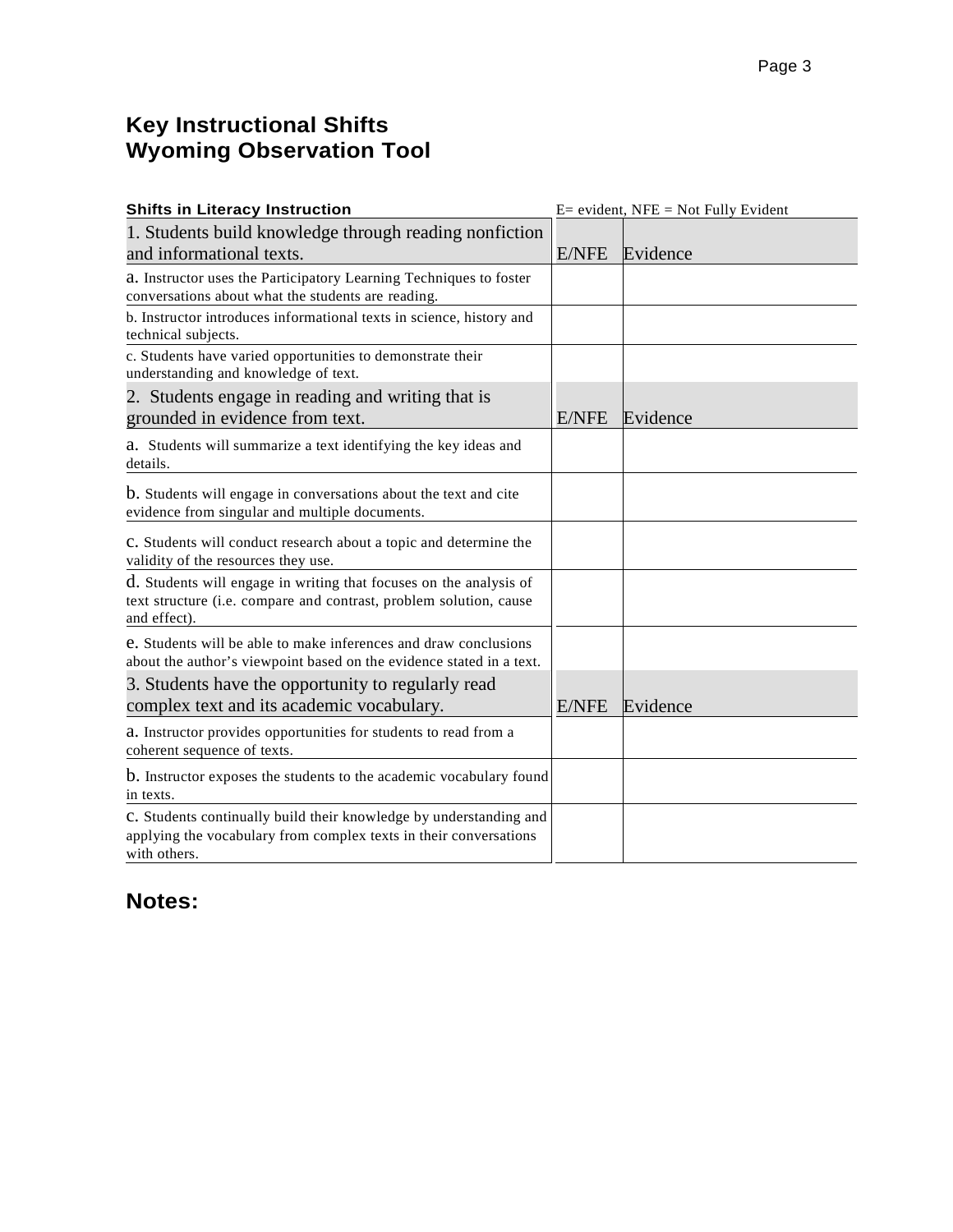# Key Instructional Shifts
# Wyoming Observation Tool

| **Shifts in Literacy Instruction** | E= evident, NFE = Not Fully Evident | |
|---|---|---|
| 1. Students build knowledge through reading nonfiction and informational texts. | E/NFE | Evidence |
| a. Instructor uses the Participatory Learning Techniques to foster conversations about what the students are reading. | | |
| b. Instructor introduces informational texts in science, history and technical subjects. | | |
| c. Students have varied opportunities to demonstrate their understanding and knowledge of text. | | |
| 2. Students engage in reading and writing that is grounded in evidence from text. | E/NFE | Evidence |
| a. Students will summarize a text identifying the key ideas and details. | | |
| b. Students will engage in conversations about the text and cite evidence from singular and multiple documents. | | |
| c. Students will conduct research about a topic and determine the validity of the resources they use. | | |
| d. Students will engage in writing that focuses on the analysis of text structure (i.e. compare and contrast, problem solution, cause and effect). | | |
| e. Students will be able to make inferences and draw conclusions about the author's viewpoint based on the evidence stated in a text. | | |
| 3. Students have the opportunity to regularly read complex text and its academic vocabulary. | E/NFE | Evidence |
| a. Instructor provides opportunities for students to read from a coherent sequence of texts. | | |
| b. Instructor exposes the students to the academic vocabulary found in texts. | | |
| c. Students continually build their knowledge by understanding and applying the vocabulary from complex texts in their conversations with others. | | |

## Notes: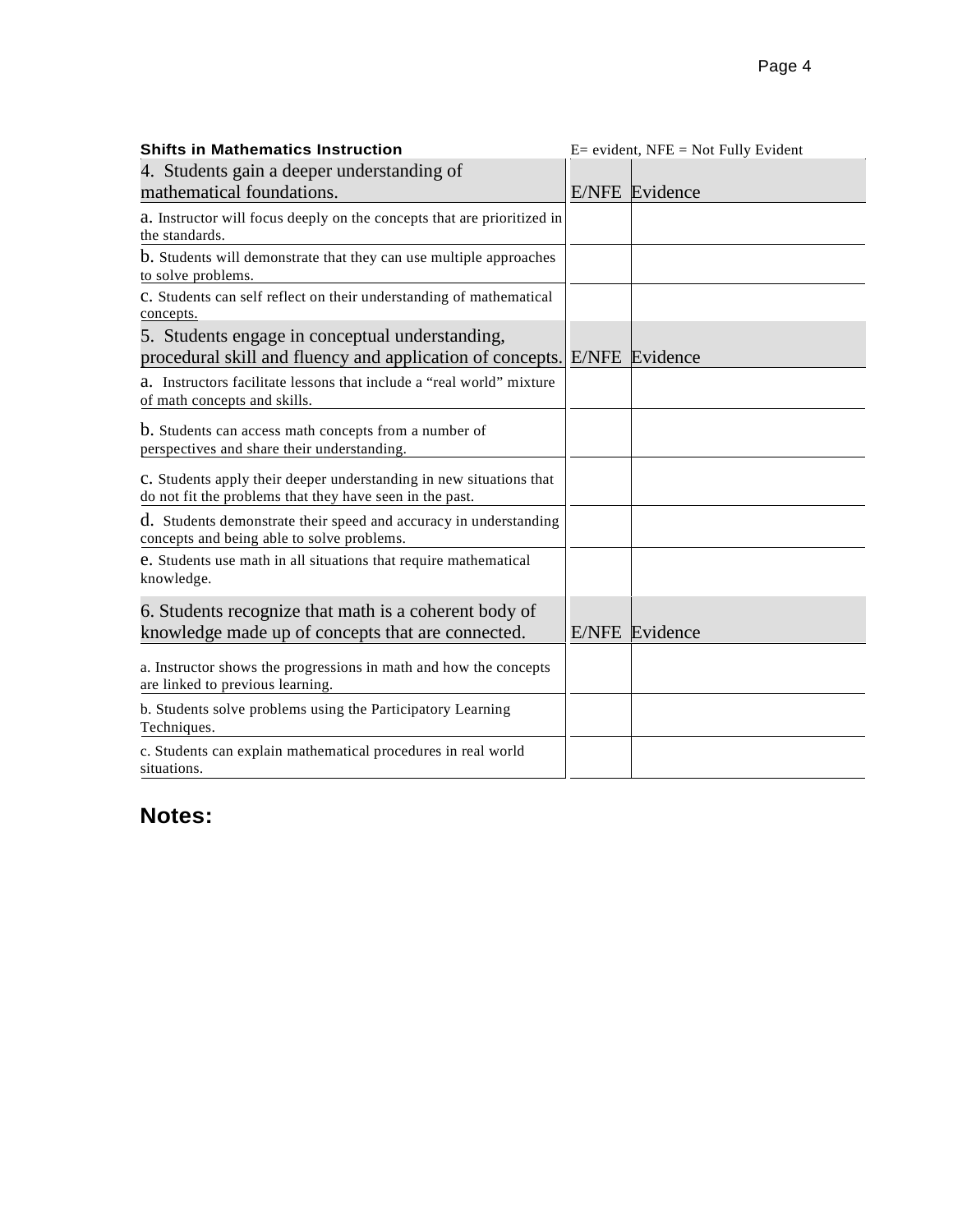**Shifts in Mathematics Instruction** E= evident, NFE = Not Fully Evident

| 4. Students gain a deeper understanding of mathematical foundations. | E/NFE | Evidence |
|---|---|---|
| a. Instructor will focus deeply on the concepts that are prioritized in the standards. | | |
| b. Students will demonstrate that they can use multiple approaches to solve problems. | | |
| c. Students can self reflect on their understanding of mathematical concepts. | | |
| **5. Students engage in conceptual understanding, procedural skill and fluency and application of concepts.** | **E/NFE** | **Evidence** |
| a. Instructors facilitate lessons that include a "real world" mixture of math concepts and skills. | | |
| b. Students can access math concepts from a number of perspectives and share their understanding. | | |
| c. Students apply their deeper understanding in new situations that do not fit the problems that they have seen in the past. | | |
| d. Students demonstrate their speed and accuracy in understanding concepts and being able to solve problems. | | |
| e. Students use math in all situations that require mathematical knowledge. | | |
| **6. Students recognize that math is a coherent body of knowledge made up of concepts that are connected.** | **E/NFE** | **Evidence** |
| a. Instructor shows the progressions in math and how the concepts are linked to previous learning. | | |
| b. Students solve problems using the Participatory Learning Techniques. | | |
| c. Students can explain mathematical procedures in real world situations. | | |

## Notes: